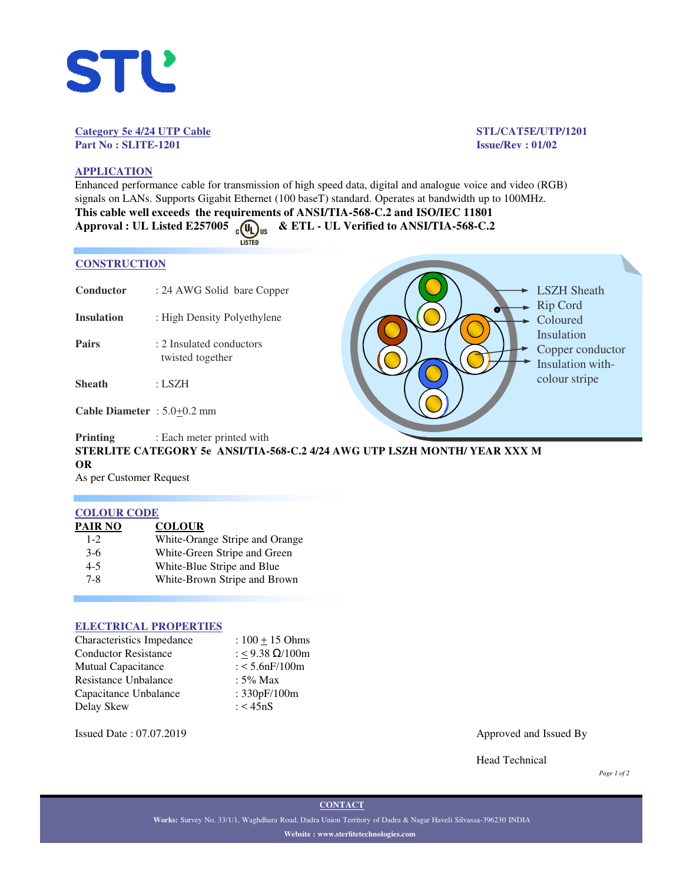**Category 5e 4/24 UTP Cable**
**Part No : SLITE-1201**

**STL/CAT5E/UTP/1201**
**Issue/Rev : 01/02**

## APPLICATION

Enhanced performance cable for transmission of high speed data, digital and analogue voice and video (RGB) signals on LANs. Supports Gigabit Ethernet (100 baseT) standard. Operates at bandwidth up to 100MHz.

**This cable well exceeds the requirements of ANSI/TIA-568-C.2 and ISO/IEC 11801**
**Approval : UL Listed E257005 & ETL - UL Verified to ANSI/TIA-568-C.2**

## CONSTRUCTION

| | |
|---|---|
| **Conductor** | : 24 AWG Solid bare Copper |
| **Insulation** | : High Density Polyethylene |
| **Pairs** | : 2 Insulated conductors twisted together |
| **Sheath** | : LSZH |
| **Cable Diameter** | : 5.0±0.2 mm |

LSZH Sheath
Rip Cord
Coloured Insulation
Copper conductor
Insulation with-colour stripe

**Printing** : Each meter printed with
**STERLITE CATEGORY 5e ANSI/TIA-568-C.2 4/24 AWG UTP LSZH MONTH/ YEAR XXX M**
**OR**
As per Customer Request

## COLOUR CODE

| PAIR NO | COLOUR |
|---|---|
| 1-2 | White-Orange Stripe and Orange |
| 3-6 | White-Green Stripe and Green |
| 4-5 | White-Blue Stripe and Blue |
| 7-8 | White-Brown Stripe and Brown |

## ELECTRICAL PROPERTIES

| | |
|---|---|
| Characteristics Impedance | : 100 ± 15 Ohms |
| Conductor Resistance | : ≤ 9.38 Ω/100m |
| Mutual Capacitance | : < 5.6nF/100m |
| Resistance Unbalance | : 5% Max |
| Capacitance Unbalance | : 330pF/100m |
| Delay Skew | : < 45nS |

Issued Date : 07.07.2019

Approved and Issued By

Head Technical

**CONTACT**

**Works:** Survey No. 33/1/1, Waghdhara Road, Dadra Union Territory of Dadra & Nagar Haveli Silvassa-396230 INDIA

**Website : www.sterlitetechnologies.com**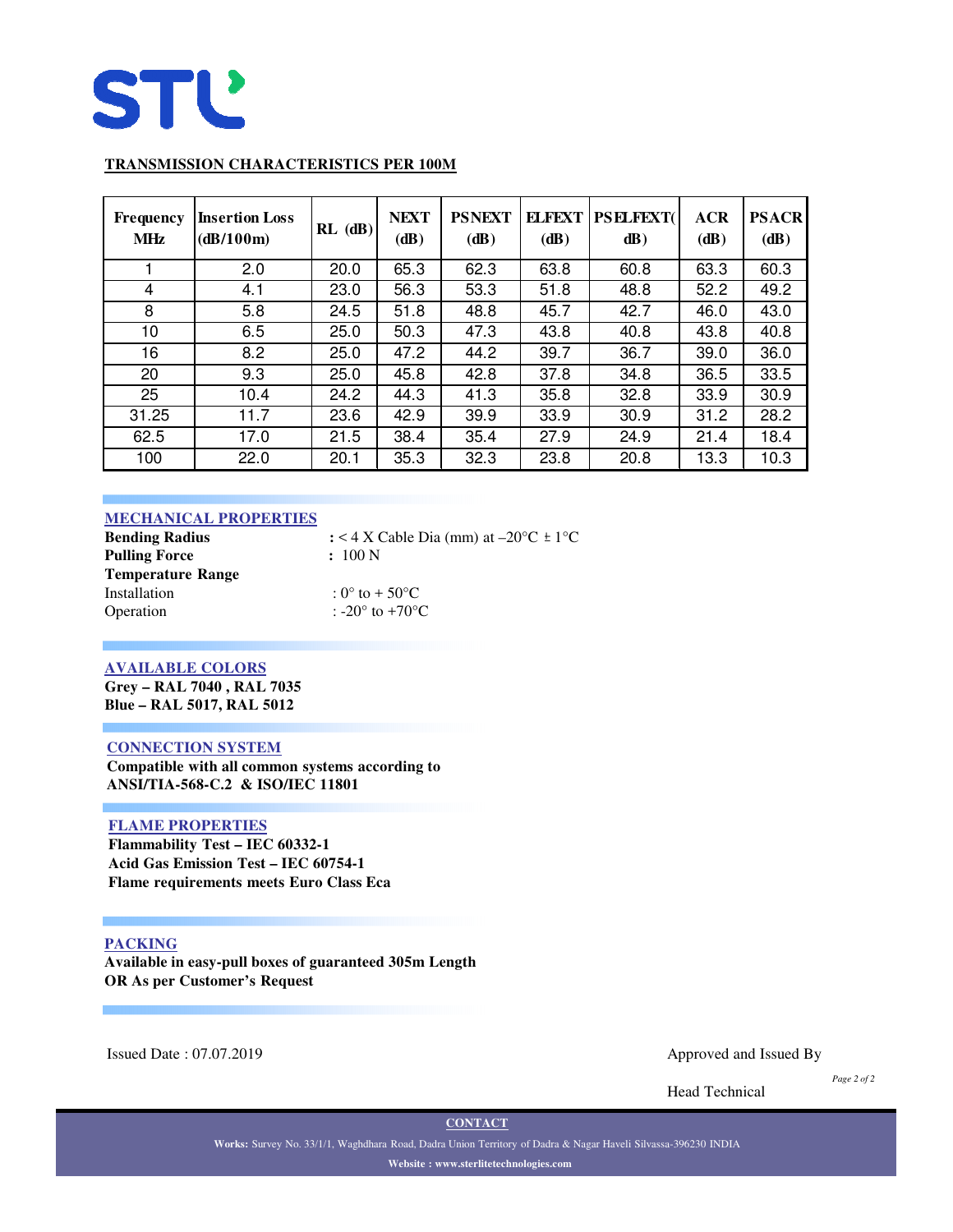STL

## TRANSMISSION CHARACTERISTICS PER 100M

| Frequency MHz | Insertion Loss (dB/100m) | RL (dB) | NEXT (dB) | PSNEXT (dB) | ELFEXT (dB) | PSELFEXT(dB) | ACR (dB) | PSACR (dB) |
|---|---|---|---|---|---|---|---|---|
| 1 | 2.0 | 20.0 | 65.3 | 62.3 | 63.8 | 60.8 | 63.3 | 60.3 |
| 4 | 4.1 | 23.0 | 56.3 | 53.3 | 51.8 | 48.8 | 52.2 | 49.2 |
| 8 | 5.8 | 24.5 | 51.8 | 48.8 | 45.7 | 42.7 | 46.0 | 43.0 |
| 10 | 6.5 | 25.0 | 50.3 | 47.3 | 43.8 | 40.8 | 43.8 | 40.8 |
| 16 | 8.2 | 25.0 | 47.2 | 44.2 | 39.7 | 36.7 | 39.0 | 36.0 |
| 20 | 9.3 | 25.0 | 45.8 | 42.8 | 37.8 | 34.8 | 36.5 | 33.5 |
| 25 | 10.4 | 24.2 | 44.3 | 41.3 | 35.8 | 32.8 | 33.9 | 30.9 |
| 31.25 | 11.7 | 23.6 | 42.9 | 39.9 | 33.9 | 30.9 | 31.2 | 28.2 |
| 62.5 | 17.0 | 21.5 | 38.4 | 35.4 | 27.9 | 24.9 | 21.4 | 18.4 |
| 100 | 22.0 | 20.1 | 35.3 | 32.3 | 23.8 | 20.8 | 13.3 | 10.3 |

## MECHANICAL PROPERTIES

**Bending Radius** : < 4 X Cable Dia (mm) at –20°C ± 1°C

**Pulling Force** : 100 N

**Temperature Range**

Installation : 0° to + 50°C

Operation : -20° to +70°C

## AVAILABLE COLORS

**Grey – RAL 7040 , RAL 7035**

**Blue – RAL 5017, RAL 5012**

## CONNECTION SYSTEM

**Compatible with all common systems according to ANSI/TIA-568-C.2 & ISO/IEC 11801**

## FLAME PROPERTIES

**Flammability Test – IEC 60332-1**

**Acid Gas Emission Test – IEC 60754-1**

**Flame requirements meets Euro Class Eca**

## PACKING

**Available in easy-pull boxes of guaranteed 305m Length**

**OR As per Customer's Request**

Issued Date : 07.07.2019

Approved and Issued By

Head Technical

**CONTACT**

**Works:** Survey No. 33/1/1, Waghdhara Road, Dadra Union Territory of Dadra & Nagar Haveli Silvassa-396230 INDIA

**Website : www.sterlitetechnologies.com**